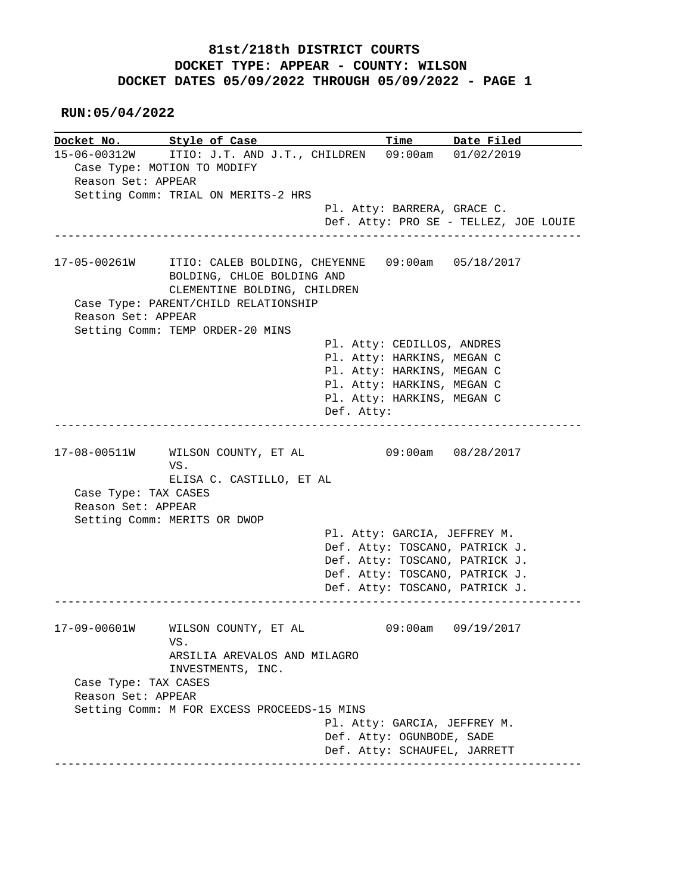# 81st/218th DISTRICT COURTS
## DOCKET TYPE: APPEAR - COUNTY: WILSON
## DOCKET DATES 05/09/2022 THROUGH 05/09/2022 - PAGE 1

**RUN:05/04/2022**

| Docket No. | Style of Case | Time | Date Filed |
|---|---|---|---|

**15-06-00312W** — ITIO: J.T. AND J.T., CHILDREN — 09:00am — 01/02/2019

Case Type: MOTION TO MODIFY
Reason Set: APPEAR
Setting Comm: TRIAL ON MERITS-2 HRS

Pl. Atty: BARRERA, GRACE C.
Def. Atty: PRO SE - TELLEZ, JOE LOUIE

---

**17-05-00261W** — ITIO: CALEB BOLDING, CHEYENNE BOLDING, CHLOE BOLDING AND CLEMENTINE BOLDING, CHILDREN — 09:00am — 05/18/2017

Case Type: PARENT/CHILD RELATIONSHIP
Reason Set: APPEAR
Setting Comm: TEMP ORDER-20 MINS

Pl. Atty: CEDILLOS, ANDRES
Pl. Atty: HARKINS, MEGAN C
Pl. Atty: HARKINS, MEGAN C
Pl. Atty: HARKINS, MEGAN C
Pl. Atty: HARKINS, MEGAN C
Def. Atty:

---

**17-08-00511W** — WILSON COUNTY, ET AL VS. ELISA C. CASTILLO, ET AL — 09:00am — 08/28/2017

Case Type: TAX CASES
Reason Set: APPEAR
Setting Comm: MERITS OR DWOP

Pl. Atty: GARCIA, JEFFREY M.
Def. Atty: TOSCANO, PATRICK J.
Def. Atty: TOSCANO, PATRICK J.
Def. Atty: TOSCANO, PATRICK J.
Def. Atty: TOSCANO, PATRICK J.

---

**17-09-00601W** — WILSON COUNTY, ET AL VS. ARSILIA AREVALOS AND MILAGRO INVESTMENTS, INC. — 09:00am — 09/19/2017

Case Type: TAX CASES
Reason Set: APPEAR
Setting Comm: M FOR EXCESS PROCEEDS-15 MINS

Pl. Atty: GARCIA, JEFFREY M.
Def. Atty: OGUNBODE, SADE
Def. Atty: SCHAUFEL, JARRETT

---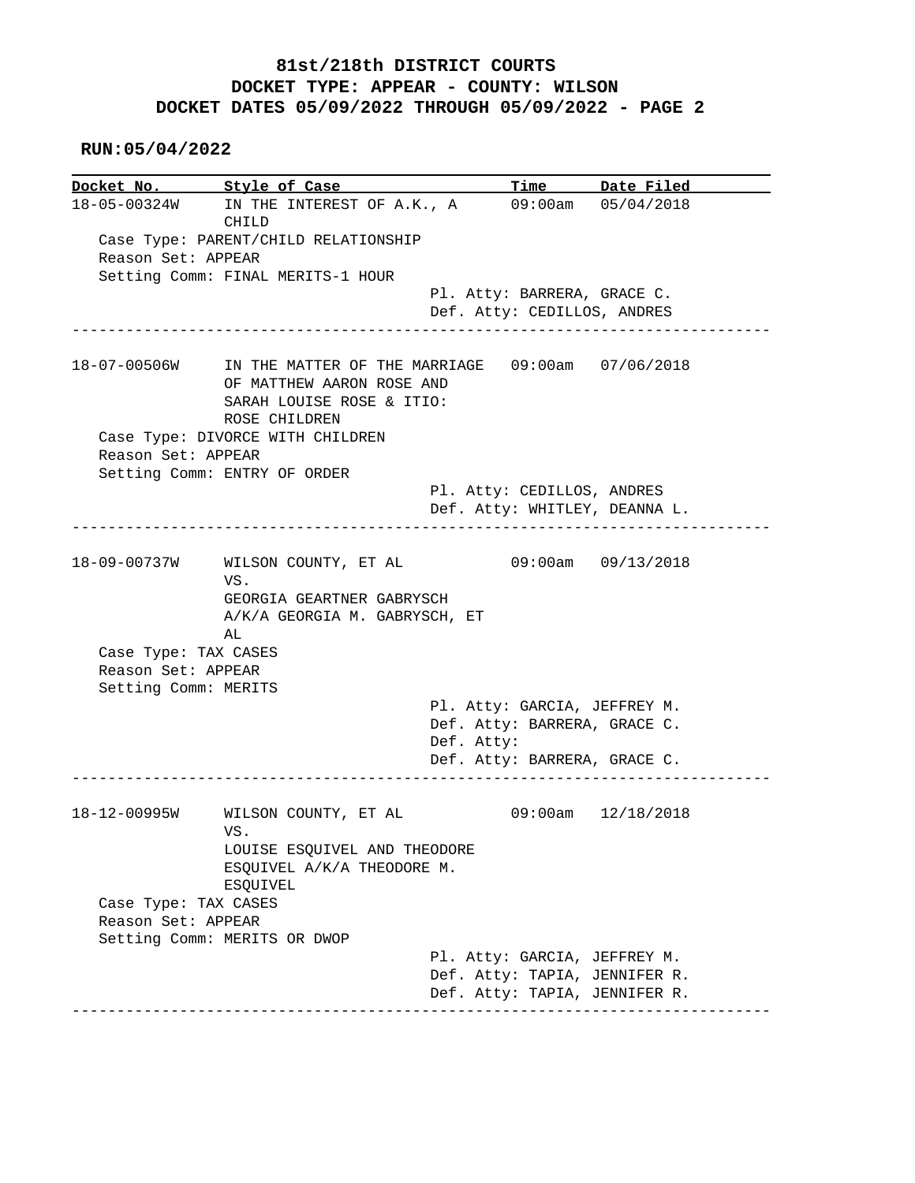# 81st/218th DISTRICT COURTS
## DOCKET TYPE: APPEAR - COUNTY: WILSON
## DOCKET DATES 05/09/2022 THROUGH 05/09/2022 - PAGE 2

**RUN:05/04/2022**

| Docket No. | Style of Case | Time | Date Filed |
|---|---|---|---|
| 18-05-00324W | IN THE INTEREST OF A.K., A CHILD | 09:00am | 05/04/2018 |

Case Type: PARENT/CHILD RELATIONSHIP
Reason Set: APPEAR
Setting Comm: FINAL MERITS-1 HOUR

Pl. Atty: BARRERA, GRACE C.
Def. Atty: CEDILLOS, ANDRES

---

| Docket No. | Style of Case | Time | Date Filed |
|---|---|---|---|
| 18-07-00506W | IN THE MATTER OF THE MARRIAGE OF MATTHEW AARON ROSE AND SARAH LOUISE ROSE & ITIO: ROSE CHILDREN | 09:00am | 07/06/2018 |

Case Type: DIVORCE WITH CHILDREN
Reason Set: APPEAR
Setting Comm: ENTRY OF ORDER

Pl. Atty: CEDILLOS, ANDRES
Def. Atty: WHITLEY, DEANNA L.

---

| Docket No. | Style of Case | Time | Date Filed |
|---|---|---|---|
| 18-09-00737W | WILSON COUNTY, ET AL VS. GEORGIA GEARTNER GABRYSCH A/K/A GEORGIA M. GABRYSCH, ET AL | 09:00am | 09/13/2018 |

Case Type: TAX CASES
Reason Set: APPEAR
Setting Comm: MERITS

Pl. Atty: GARCIA, JEFFREY M.
Def. Atty: BARRERA, GRACE C.
Def. Atty:
Def. Atty: BARRERA, GRACE C.

---

| Docket No. | Style of Case | Time | Date Filed |
|---|---|---|---|
| 18-12-00995W | WILSON COUNTY, ET AL VS. LOUISE ESQUIVEL AND THEODORE ESQUIVEL A/K/A THEODORE M. ESQUIVEL | 09:00am | 12/18/2018 |

Case Type: TAX CASES
Reason Set: APPEAR
Setting Comm: MERITS OR DWOP

Pl. Atty: GARCIA, JEFFREY M.
Def. Atty: TAPIA, JENNIFER R.
Def. Atty: TAPIA, JENNIFER R.

---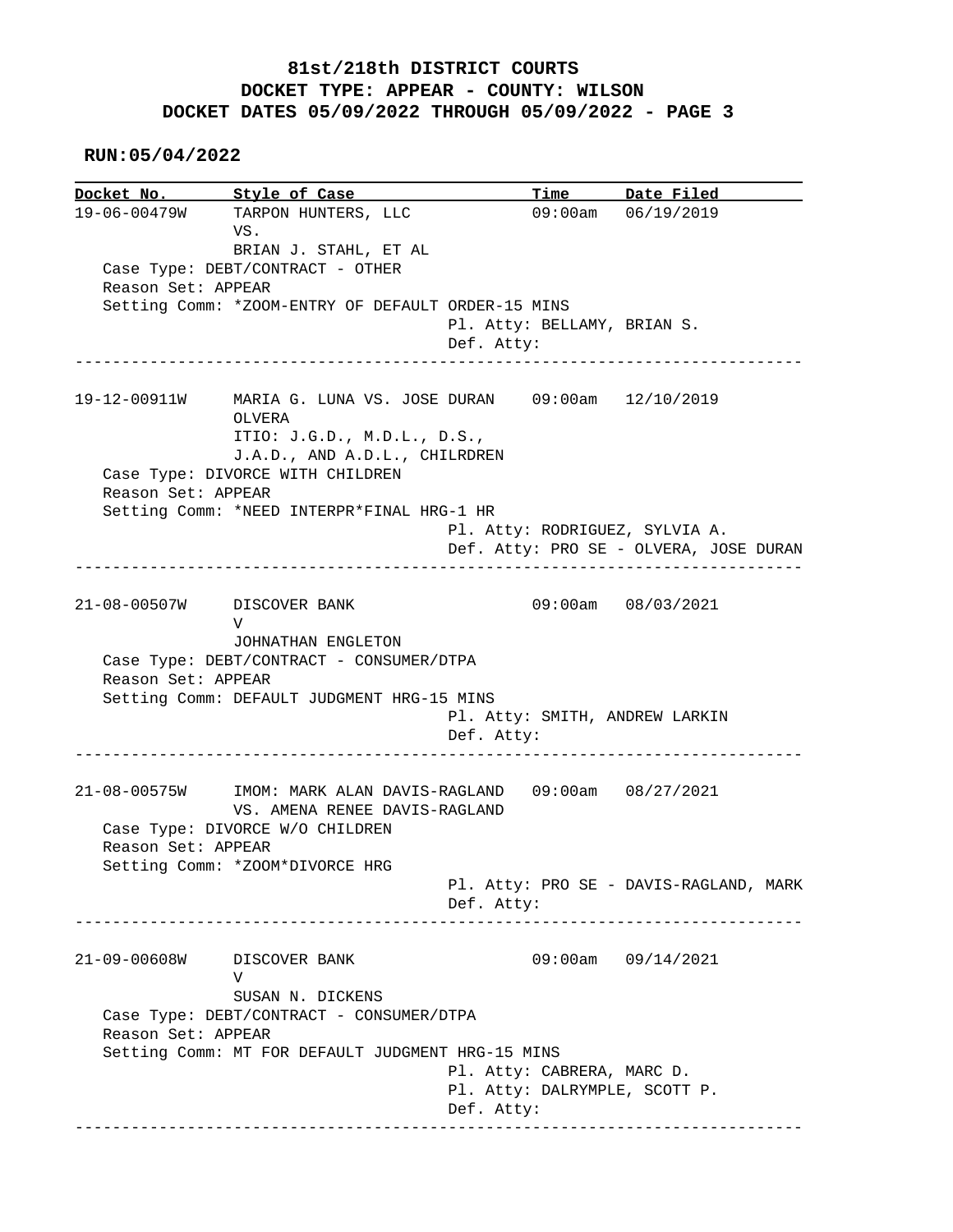# 81st/218th DISTRICT COURTS
## DOCKET TYPE: APPEAR - COUNTY: WILSON
## DOCKET DATES 05/09/2022 THROUGH 05/09/2022 - PAGE 3

**RUN:05/04/2022**

| Docket No. | Style of Case | Time | Date Filed |
|---|---|---|---|

```
19-06-00479W    TARPON HUNTERS, LLC                09:00am   06/19/2019
                VS.
                BRIAN J. STAHL, ET AL
   Case Type: DEBT/CONTRACT - OTHER
   Reason Set: APPEAR
   Setting Comm: *ZOOM-ENTRY OF DEFAULT ORDER-15 MINS
                                     Pl. Atty: BELLAMY, BRIAN S.
                                     Def. Atty:
-------------------------------------------------------------------------------

19-12-00911W    MARIA G. LUNA VS. JOSE DURAN    09:00am   12/10/2019
                OLVERA
                ITIO: J.G.D., M.D.L., D.S.,
                J.A.D., AND A.D.L., CHILRDREN
   Case Type: DIVORCE WITH CHILDREN
   Reason Set: APPEAR
   Setting Comm: *NEED INTERPR*FINAL HRG-1 HR
                                     Pl. Atty: RODRIGUEZ, SYLVIA A.
                                     Def. Atty: PRO SE - OLVERA, JOSE DURAN
-------------------------------------------------------------------------------

21-08-00507W    DISCOVER BANK                      09:00am   08/03/2021
                V
                JOHNATHAN ENGLETON
   Case Type: DEBT/CONTRACT - CONSUMER/DTPA
   Reason Set: APPEAR
   Setting Comm: DEFAULT JUDGMENT HRG-15 MINS
                                     Pl. Atty: SMITH, ANDREW LARKIN
                                     Def. Atty:
-------------------------------------------------------------------------------

21-08-00575W    IMOM: MARK ALAN DAVIS-RAGLAND   09:00am   08/27/2021
                VS. AMENA RENEE DAVIS-RAGLAND
   Case Type: DIVORCE W/O CHILDREN
   Reason Set: APPEAR
   Setting Comm: *ZOOM*DIVORCE HRG
                                     Pl. Atty: PRO SE - DAVIS-RAGLAND, MARK
                                     Def. Atty:
-------------------------------------------------------------------------------

21-09-00608W    DISCOVER BANK                      09:00am   09/14/2021
                V
                SUSAN N. DICKENS
   Case Type: DEBT/CONTRACT - CONSUMER/DTPA
   Reason Set: APPEAR
   Setting Comm: MT FOR DEFAULT JUDGMENT HRG-15 MINS
                                     Pl. Atty: CABRERA, MARC D.
                                     Pl. Atty: DALRYMPLE, SCOTT P.
                                     Def. Atty:
-------------------------------------------------------------------------------
```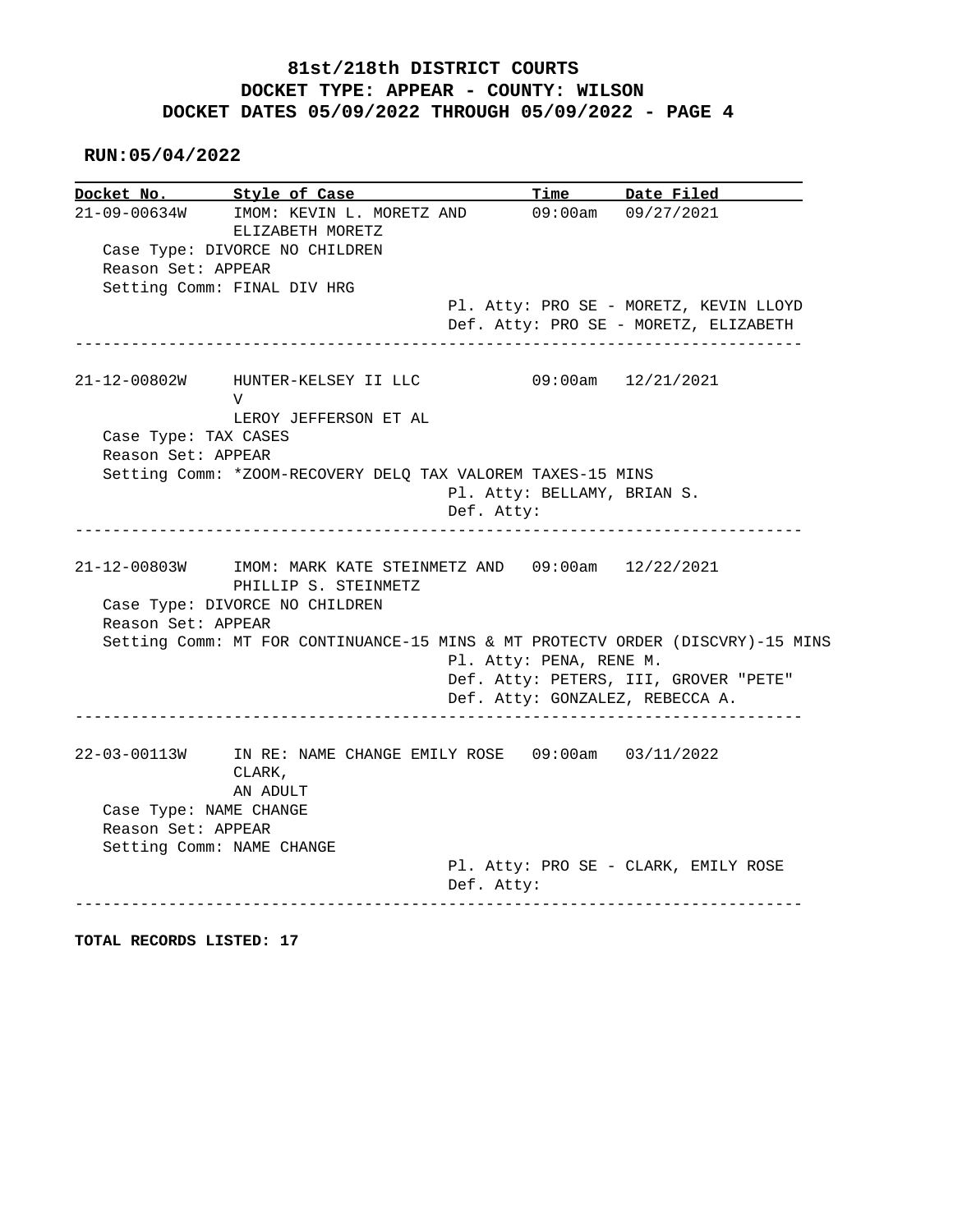# 81st/218th DISTRICT COURTS
## DOCKET TYPE: APPEAR - COUNTY: WILSON
## DOCKET DATES 05/09/2022 THROUGH 05/09/2022 - PAGE 4

**RUN:05/04/2022**

| Docket No. | Style of Case | Time | Date Filed |
|---|---|---|---|

**21-09-00634W** — IMOM: KEVIN L. MORETZ AND ELIZABETH MORETZ — 09:00am — 09/27/2021

Case Type: DIVORCE NO CHILDREN
Reason Set: APPEAR
Setting Comm: FINAL DIV HRG
Pl. Atty: PRO SE - MORETZ, KEVIN LLOYD
Def. Atty: PRO SE - MORETZ, ELIZABETH

---

**21-12-00802W** — HUNTER-KELSEY II LLC V LEROY JEFFERSON ET AL — 09:00am — 12/21/2021

Case Type: TAX CASES
Reason Set: APPEAR
Setting Comm: *ZOOM-RECOVERY DELQ TAX VALOREM TAXES-15 MINS
Pl. Atty: BELLAMY, BRIAN S.
Def. Atty:

---

**21-12-00803W** — IMOM: MARK KATE STEINMETZ AND PHILLIP S. STEINMETZ — 09:00am — 12/22/2021

Case Type: DIVORCE NO CHILDREN
Reason Set: APPEAR
Setting Comm: MT FOR CONTINUANCE-15 MINS & MT PROTECTV ORDER (DISCVRY)-15 MINS
Pl. Atty: PENA, RENE M.
Def. Atty: PETERS, III, GROVER "PETE"
Def. Atty: GONZALEZ, REBECCA A.

---

**22-03-00113W** — IN RE: NAME CHANGE EMILY ROSE CLARK, AN ADULT — 09:00am — 03/11/2022

Case Type: NAME CHANGE
Reason Set: APPEAR
Setting Comm: NAME CHANGE
Pl. Atty: PRO SE - CLARK, EMILY ROSE
Def. Atty:

---

**TOTAL RECORDS LISTED: 17**